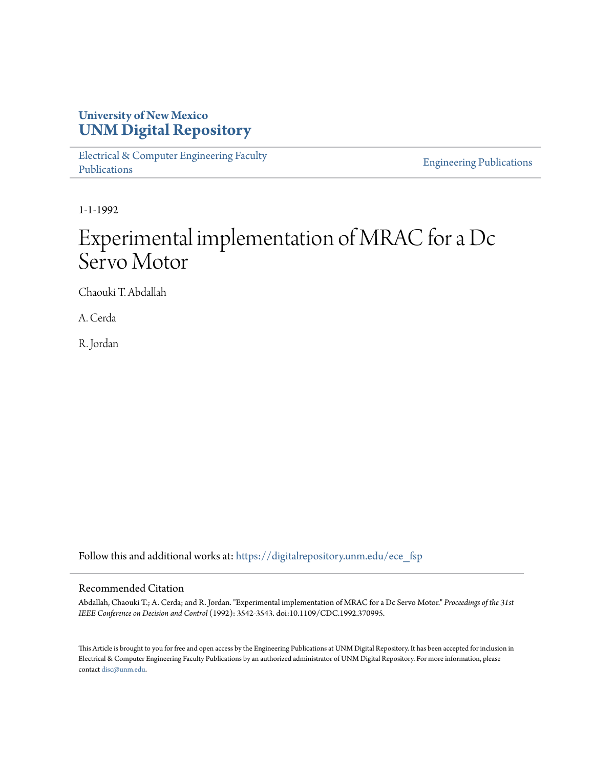**University of New Mexico**
**UNM Digital Repository**

Electrical & Computer Engineering Faculty Publications

Engineering Publications

1-1-1992

# Experimental implementation of MRAC for a Dc Servo Motor

Chaouki T. Abdallah

A. Cerda

R. Jordan

Follow this and additional works at: https://digitalrepository.unm.edu/ece_fsp

## Recommended Citation

Abdallah, Chaouki T.; A. Cerda; and R. Jordan. "Experimental implementation of MRAC for a Dc Servo Motor." *Proceedings of the 31st IEEE Conference on Decision and Control* (1992): 3542-3543. doi:10.1109/CDC.1992.370995.

This Article is brought to you for free and open access by the Engineering Publications at UNM Digital Repository. It has been accepted for inclusion in Electrical & Computer Engineering Faculty Publications by an authorized administrator of UNM Digital Repository. For more information, please contact disc@unm.edu.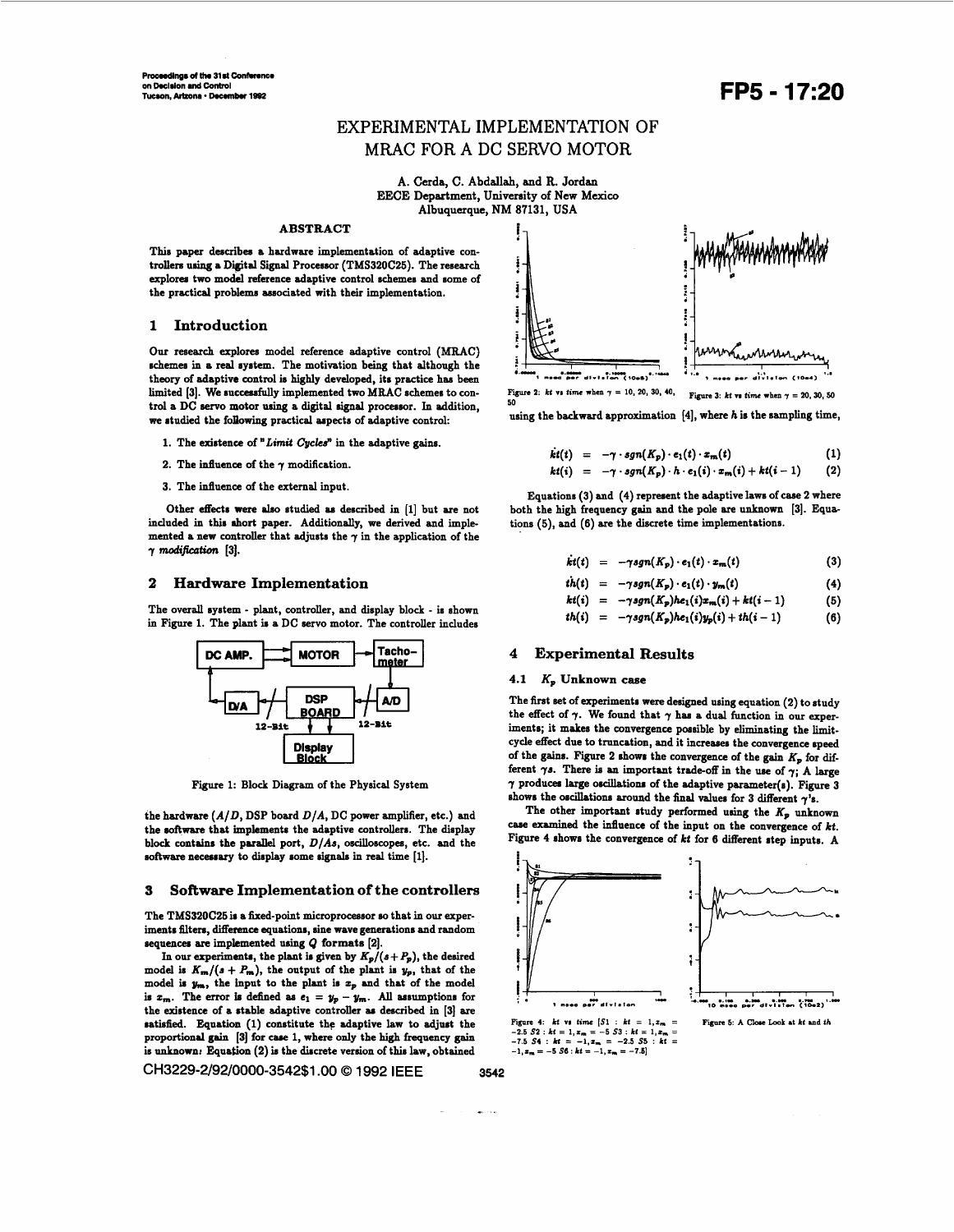Proceedings of the 31st Conference on Decision and Control
Tucson, Arizona • December 1992

# EXPERIMENTAL IMPLEMENTATION OF MRAC FOR A DC SERVO MOTOR

A. Cerda, C. Abdallah, and R. Jordan
EECE Department, University of New Mexico
Albuquerque, NM 87131, USA

## ABSTRACT

This paper describes a hardware implementation of adaptive controllers using a Digital Signal Processor (TMS320C25). The research explores two model reference adaptive control schemes and some of the practical problems associated with their implementation.

## 1 Introduction

Our research explores model reference adaptive control (MRAC) schemes in a real system. The motivation being that although the theory of adaptive control is highly developed, its practice has been limited [3]. We successfully implemented two MRAC schemes to control a DC servo motor using a digital signal processor. In addition, we studied the following practical aspects of adaptive control:

1. The existence of "*Limit Cycles*" in the adaptive gains.
2. The influence of the $\gamma$ modification.
3. The influence of the external input.

Other effects were also studied as described in [1] but are not included in this short paper. Additionally, we derived and implemented a new controller that adjusts the $\gamma$ in the application of the $\gamma$ *modification* [3].

## 2 Hardware Implementation

The overall system - plant, controller, and display block - is shown in Figure 1. The plant is a DC servo motor. The controller includes

Figure 1: Block Diagram of the Physical System

the hardware ($A/D$, DSP board $D/A$, DC power amplifier, etc.) and the software that implements the adaptive controllers. The display block contains the parallel port, $D/As$, oscilloscopes, etc. and the software necessary to display some signals in real time [1].

## 3 Software Implementation of the controllers

The TMS320C25 is a fixed-point microprocessor so that in our experiments filters, difference equations, sine wave generations and random sequences are implemented using $Q$ formats [2].

In our experiments, the plant is given by $K_p/(s+P_p)$, the desired model is $K_m/(s+P_m)$, the output of the plant is $y_p$, that of the model is $y_m$, the input to the plant is $x_p$ and that of the model is $x_m$. The error is defined as $e_1 = y_p - y_m$. All assumptions for the existence of a stable adaptive controller as described in [3] are satisfied. Equation (1) constitute the adaptive law to adjust the proportional gain [3] for case 1, where only the high frequency gain is unknown. Equation (2) is the discrete version of this law, obtained

Figure 2: $kt$ vs time when $\gamma$ = 10, 20, 30, 40, 50

Figure 3: $kt$ vs time when $\gamma$ = 20, 30, 50

using the backward approximation [4], where $h$ is the sampling time,

$$\dot{kt}(t) = -\gamma \cdot sgn(K_p) \cdot e_1(t) \cdot x_m(t) \quad (1)$$

$$kt(i) = -\gamma \cdot sgn(K_p) \cdot h \cdot e_1(i) \cdot x_m(i) + kt(i-1) \quad (2)$$

Equations (3) and (4) represent the adaptive laws of case 2 where both the high frequency gain and the pole are unknown [3]. Equations (5), and (6) are the discrete time implementations.

$$\dot{kt}(t) = -\gamma sgn(K_p) \cdot e_1(t) \cdot x_m(t) \quad (3)$$

$$\dot{th}(t) = -\gamma sgn(K_p) \cdot e_1(t) \cdot y_m(t) \quad (4)$$

$$kt(i) = -\gamma sgn(K_p) h e_1(i) x_m(i) + kt(i-1) \quad (5)$$

$$th(i) = -\gamma sgn(K_p) h e_1(i) y_p(i) + th(i-1) \quad (6)$$

## 4 Experimental Results

### 4.1 $K_p$ Unknown case

The first set of experiments were designed using equation (2) to study the effect of $\gamma$. We found that $\gamma$ has a dual function in our experiments; it makes the convergence possible by eliminating the limit-cycle effect due to truncation, and it increases the convergence speed of the gains. Figure 2 shows the convergence of the gain $K_p$ for different $\gamma$s. There is an important trade-off in the use of $\gamma$; A large $\gamma$ produces large oscillations of the adaptive parameter(s). Figure 3 shows the oscillations around the final values for 3 different $\gamma$'s.

The other important study performed using the $K_p$ unknown case examined the influence of the input on the convergence of $kt$. Figure 4 shows the convergence of $kt$ for 6 different step inputs. A

Figure 4: $kt$ vs time [$S1$ : $kt$ = 1, $x_m$ = $-2.5$ $S2$ : $kt$ = 1, $x_m$ = $-5$ $S3$ : $kt$ = 1, $x_m$ = $-7.5$ $S4$ : $kt$ = $-1$, $x_m$ = $-2.5$ $S5$ : $kt$ = $-1$, $x_m$ = $-5$ $S6$ : $kt$ = $-1$, $x_m$ = $-7.5$]

Figure 5: A Close Look at $kt$ and $th$

CH3229-2/92/0000-3542$1.00 © 1992 IEEE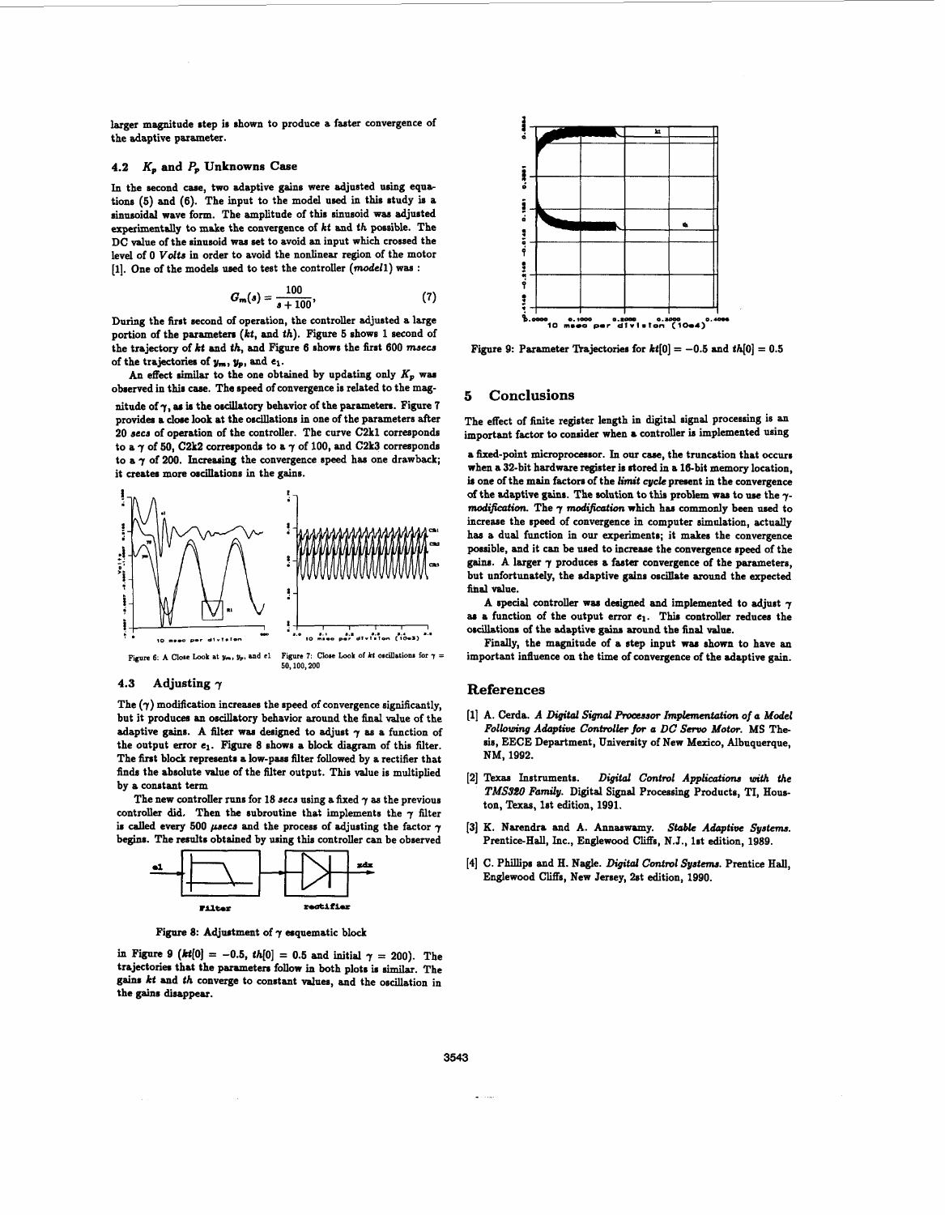larger magnitude step is shown to produce a faster convergence of the adaptive parameter.

### 4.2 $K_p$ and $P_p$ Unknowns Case

In the second case, two adaptive gains were adjusted using equations (5) and (6). The input to the model used in this study is a sinusoidal wave form. The amplitude of this sinusoid was adjusted experimentally to make the convergence of *kt* and *th* possible. The DC value of the sinusoid was set to avoid an input which crossed the level of 0 *Volts* in order to avoid the nonlinear region of the motor [1]. One of the models used to test the controller (*model1*) was :

$$G_m(s) = \frac{100}{s + 100}, \tag{7}$$

During the first second of operation, the controller adjusted a large portion of the parameters (*kt*, and *th*). Figure 5 shows 1 second of the trajectory of *kt* and *th*, and Figure 6 shows the first 600 *msecs* of the trajectories of $y_m$, $y_p$, and $e_1$.

An effect similar to the one obtained by updating only $K_p$ was observed in this case. The speed of convergence is related to the magnitude of $\gamma$, as is the oscillatory behavior of the parameters. Figure 7 provides a close look at the oscillations in one of the parameters after 20 *secs* of operation of the controller. The curve C2k1 corresponds to a $\gamma$ of 50, C2k2 corresponds to a $\gamma$ of 100, and C2k3 corresponds to a $\gamma$ of 200. Increasing the convergence speed has one drawback; it creates more oscillations in the gains.

Figure 6: A Close Look at $y_m$, $y_p$, and $e1$

Figure 7: Close Look of *kt* oscillations for $\gamma$ = 50, 100, 200

### 4.3 Adjusting $\gamma$

The ($\gamma$) modification increases the speed of convergence significantly, but it produces an oscillatory behavior around the final value of the adaptive gains. A filter was designed to adjust $\gamma$ as a function of the output error $e_1$. Figure 8 shows a block diagram of this filter. The first block represents a low-pass filter followed by a rectifier that finds the absolute value of the filter output. This value is multiplied by a constant term

The new controller runs for 18 *secs* using a fixed $\gamma$ as the previous controller did. Then the subroutine that implements the $\gamma$ filter is called every 500 $\mu$*secs* and the process of adjusting the factor $\gamma$ begins. The results obtained by using this controller can be observed in Figure 9 ($kt[0] = -0.5$, $th[0] = 0.5$ and initial $\gamma = 200$). The trajectories that the parameters follow in both plots is similar. The gains *kt* and *th* converge to constant values, and the oscillation in the gains disappear.

e1
Filter
rectifier
xdx

Figure 8: Adjustment of $\gamma$ esquematic block

Figure 9: Parameter Trajectories for $kt[0] = -0.5$ and $th[0] = 0.5$

## 5 Conclusions

The effect of finite register length in digital signal processing is an important factor to consider when a controller is implemented using a fixed-point microprocessor. In our case, the truncation that occurs when a 32-bit hardware register is stored in a 16-bit memory location, is one of the main factors of the *limit cycle* present in the convergence of the adaptive gains. The solution to this problem was to use the $\gamma$-*modification*. The $\gamma$ *modification* which has commonly been used to increase the speed of convergence in computer simulation, actually has a dual function in our experiments; it makes the convergence possible, and it can be used to increase the convergence speed of the gains. A larger $\gamma$ produces a faster convergence of the parameters, but unfortunately, the adaptive gains oscillate around the expected final value.

A special controller was designed and implemented to adjust $\gamma$ as a function of the output error $e_1$. This controller reduces the oscillations of the adaptive gains around the final value.

Finally, the magnitude of a step input was shown to have an important influence on the time of convergence of the adaptive gain.

## References

[1] A. Cerda. *A Digital Signal Processor Implementation of a Model Following Adaptive Controller for a DC Servo Motor.* MS Thesis, EECE Department, University of New Mexico, Albuquerque, NM, 1992.

[2] Texas Instruments. *Digital Control Applications with the TMS320 Family.* Digital Signal Processing Products, TI, Houston, Texas, 1st edition, 1991.

[3] K. Narendra and A. Annaswamy. *Stable Adaptive Systems.* Prentice-Hall, Inc., Englewood Cliffs, N.J., 1st edition, 1989.

[4] C. Phillips and H. Nagle. *Digital Control Systems.* Prentice Hall, Englewood Cliffs, New Jersey, 2st edition, 1990.